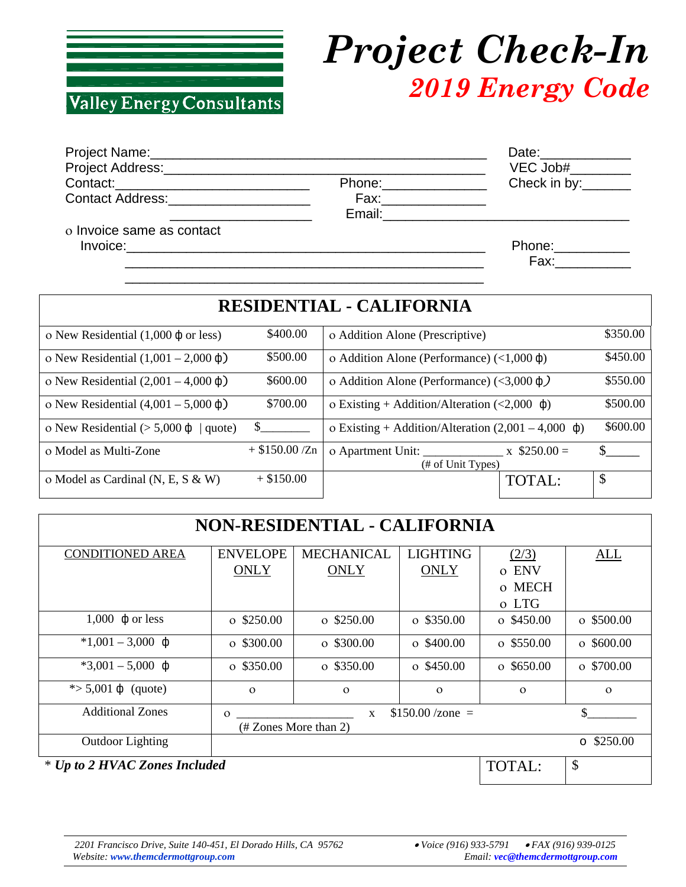Valley Energy Consultants

# Project Check-In

## *2019 Energy Code*

Project Name:_______________________________________________ Date:____________

Project Address:_____________________________________________ VEC Job#________

Contact:___________________________ Phone:_____________ Check in by:_______

Contact Address:___________________ Fax:_____________

___________________ Email:___________________________________

o Invoice same as contact

Invoice:_______________________________________________ Phone:__________

_______________________________________________ Fax:__________

_______________________________________________

## RESIDENTIAL - CALIFORNIA

| | | | |
|---|---|---|---|
| o New Residential (1,000 ϕ or less) | $400.00 | o Addition Alone (Prescriptive) | $350.00 |
| o New Residential (1,001 – 2,000 ϕ) | $500.00 | o Addition Alone (Performance) (<1,000 ϕ) | $450.00 |
| o New Residential (2,001 – 4,000 ϕ) | $600.00 | o Addition Alone (Performance) (<3,000 ϕ) | $550.00 |
| o New Residential (4,001 – 5,000 ϕ) | $700.00 | o Existing + Addition/Alteration (<2,000 ϕ) | $500.00 |
| o New Residential (> 5,000 ϕ \| quote) | $________ | o Existing + Addition/Alteration (2,001 – 4,000 ϕ) | $600.00 |
| o Model as Multi-Zone | + $150.00 /Zn | o Apartment Unit: _____________ x $250.00 = (# of Unit Types) | $_____ |
| o Model as Cardinal (N, E, S & W) | + $150.00 | TOTAL: | $ |

## NON-RESIDENTIAL - CALIFORNIA

| CONDITIONED AREA | ENVELOPE ONLY | MECHANICAL ONLY | LIGHTING ONLY | (2/3) o ENV o MECH o LTG | ALL |
|---|---|---|---|---|---|
| 1,000 ϕ or less | o $250.00 | o $250.00 | o $350.00 | o $450.00 | o $500.00 |
| *1,001 – 3,000 ϕ | o $300.00 | o $300.00 | o $400.00 | o $550.00 | o $600.00 |
| *3,001 – 5,000 ϕ | o $350.00 | o $350.00 | o $450.00 | o $650.00 | o $700.00 |
| *> 5,001 ϕ (quote) | o | o | o | o | o |
| Additional Zones | o ___________________ (# Zones More than 2) | x | $150.00 /zone = | | $________ |
| Outdoor Lighting | | | | | o $250.00 |
| | | | | TOTAL: | $ |

\* *Up to 2 HVAC Zones Included*

*2201 Francisco Drive, Suite 140-451, El Dorado Hills, CA 95762* • *Voice (916) 933-5791* • *FAX (916) 939-0125*

*Website:* ***www.themcdermottgroup.com*** *Email:* ***vec@themcdermottgroup.com***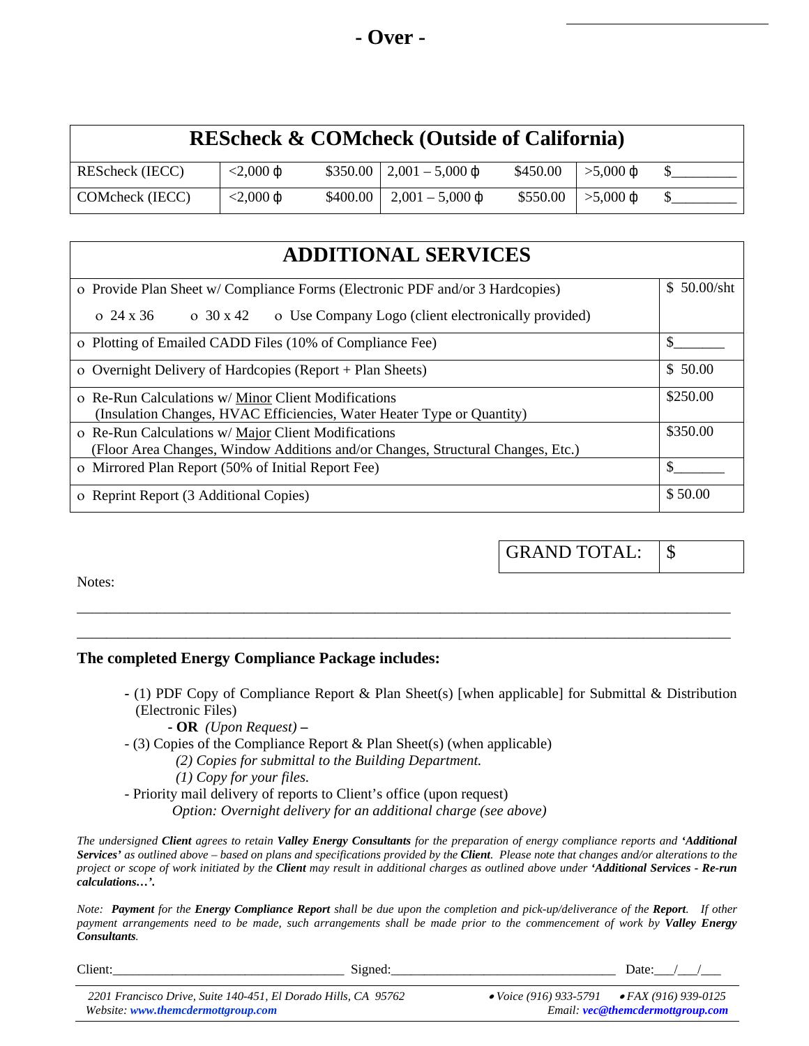- Over -

| RES­check & COMcheck (Outside of California) | | | | | | |
|---|---|---|---|---|---|---|
| REScheck (IECC) | <2,000 ɸ | $350.00 | 2,001 – 5,000 ɸ | $450.00 | >5,000 ɸ | $_________ |
| COMcheck (IECC) | <2,000 ɸ | $400.00 | 2,001 – 5,000 ɸ | $550.00 | >5,000 ɸ | $_________ |

| ADDITIONAL SERVICES | |
|---|---|
| o Provide Plan Sheet w/ Compliance Forms (Electronic PDF and/or 3 Hardcopies)<br>o 24 x 36 o 30 x 42 o Use Company Logo (client electronically provided) | $ 50.00/sht |
| o Plotting of Emailed CADD Files (10% of Compliance Fee) | $_______ |
| o Overnight Delivery of Hardcopies (Report + Plan Sheets) | $ 50.00 |
| o Re-Run Calculations w/ Minor Client Modifications<br>(Insulation Changes, HVAC Efficiencies, Water Heater Type or Quantity) | $250.00 |
| o Re-Run Calculations w/ Major Client Modifications<br>(Floor Area Changes, Window Additions and/or Changes, Structural Changes, Etc.) | $350.00 |
| o Mirrored Plan Report (50% of Initial Report Fee) | $_______ |
| o Reprint Report (3 Additional Copies) | $ 50.00 |

| GRAND TOTAL: | $ |
|---|---|

Notes:

___________________________________________________________________________________________

___________________________________________________________________________________________

**The completed Energy Compliance Package includes:**

- (1) PDF Copy of Compliance Report & Plan Sheet(s) [when applicable] for Submittal & Distribution (Electronic Files)

  **- OR** *(Upon Request)* **–**

- (3) Copies of the Compliance Report & Plan Sheet(s) (when applicable)
  - *(2) Copies for submittal to the Building Department.*
  - *(1) Copy for your files.*
- Priority mail delivery of reports to Client's office (upon request)
  - *Option: Overnight delivery for an additional charge (see above)*

*The undersigned **Client** agrees to retain **Valley Energy Consultants** for the preparation of energy compliance reports and **'Additional Services'** as outlined above – based on plans and specifications provided by the **Client**. Please note that changes and/or alterations to the project or scope of work initiated by the **Client** may result in additional charges as outlined above under **'Additional Services - Re-run calculations…'**.*

*Note: **Payment** for the **Energy Compliance Report** shall be due upon the completion and pick-up/deliverance of the **Report**. If other payment arrangements need to be made, such arrangements shall be made prior to the commencement of work by **Valley Energy Consultants**.*

Client:__________________________________ Signed:_________________________________ Date:___/___/___

*2201 Francisco Drive, Suite 140-451, El Dorado Hills, CA 95762* • *Voice (916) 933-5791* • *FAX (916) 939-0125*
*Website: **www.themcdermottgroup.com*** *Email: **vec@themcdermottgroup.com***